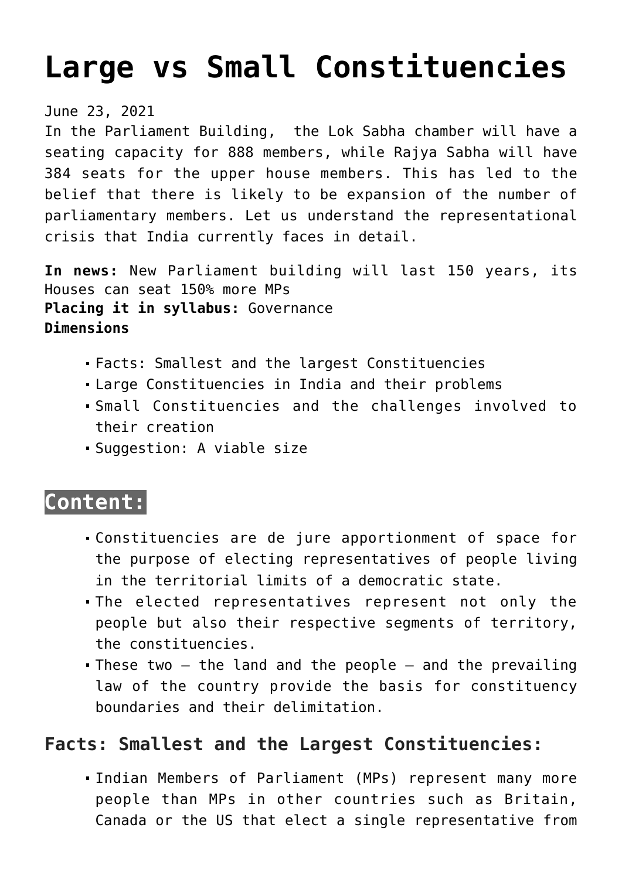# Large vs Small Constituencies

June 23, 2021

In the Parliament Building, the Lok Sabha chamber will have a seating capacity for 888 members, while Rajya Sabha will have 384 seats for the upper house members. This has led to the belief that there is likely to be expansion of the number of parliamentary members. Let us understand the representational crisis that India currently faces in detail.

**In news:** New Parliament building will last 150 years, its Houses can seat 150% more MPs
**Placing it in syllabus:** Governance
**Dimensions**

- Facts: Smallest and the largest Constituencies
- Large Constituencies in India and their problems
- Small Constituencies and the challenges involved to their creation
- Suggestion: A viable size

## Content:

- Constituencies are de jure apportionment of space for the purpose of electing representatives of people living in the territorial limits of a democratic state.
- The elected representatives represent not only the people but also their respective segments of territory, the constituencies.
- These two – the land and the people – and the prevailing law of the country provide the basis for constituency boundaries and their delimitation.

### Facts: Smallest and the Largest Constituencies:

- Indian Members of Parliament (MPs) represent many more people than MPs in other countries such as Britain, Canada or the US that elect a single representative from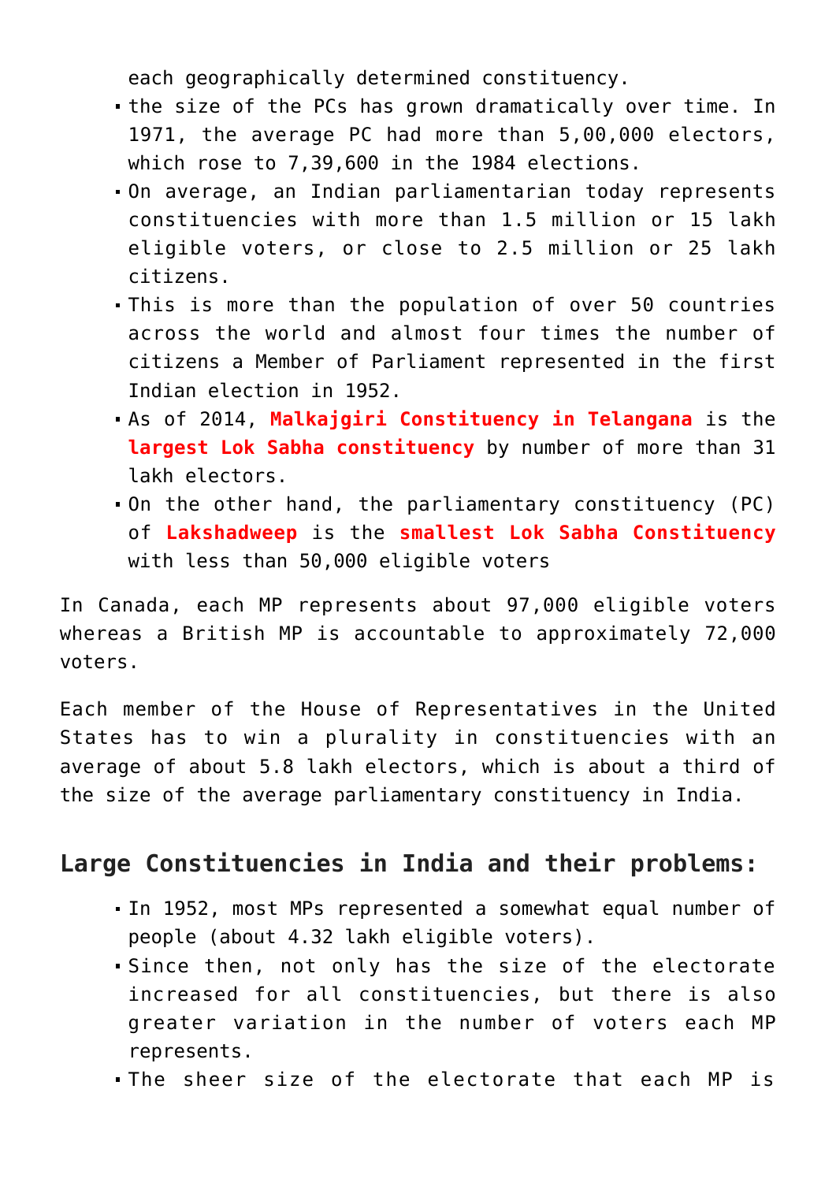each geographically determined constituency.

- the size of the PCs has grown dramatically over time. In 1971, the average PC had more than 5,00,000 electors, which rose to 7,39,600 in the 1984 elections.
- On average, an Indian parliamentarian today represents constituencies with more than 1.5 million or 15 lakh eligible voters, or close to 2.5 million or 25 lakh citizens.
- This is more than the population of over 50 countries across the world and almost four times the number of citizens a Member of Parliament represented in the first Indian election in 1952.
- As of 2014, **Malkajgiri Constituency in Telangana** is the **largest Lok Sabha constituency** by number of more than 31 lakh electors.
- On the other hand, the parliamentary constituency (PC) of **Lakshadweep** is the **smallest Lok Sabha Constituency** with less than 50,000 eligible voters

In Canada, each MP represents about 97,000 eligible voters whereas a British MP is accountable to approximately 72,000 voters.

Each member of the House of Representatives in the United States has to win a plurality in constituencies with an average of about 5.8 lakh electors, which is about a third of the size of the average parliamentary constituency in India.

## Large Constituencies in India and their problems:

- In 1952, most MPs represented a somewhat equal number of people (about 4.32 lakh eligible voters).
- Since then, not only has the size of the electorate increased for all constituencies, but there is also greater variation in the number of voters each MP represents.
- The sheer size of the electorate that each MP is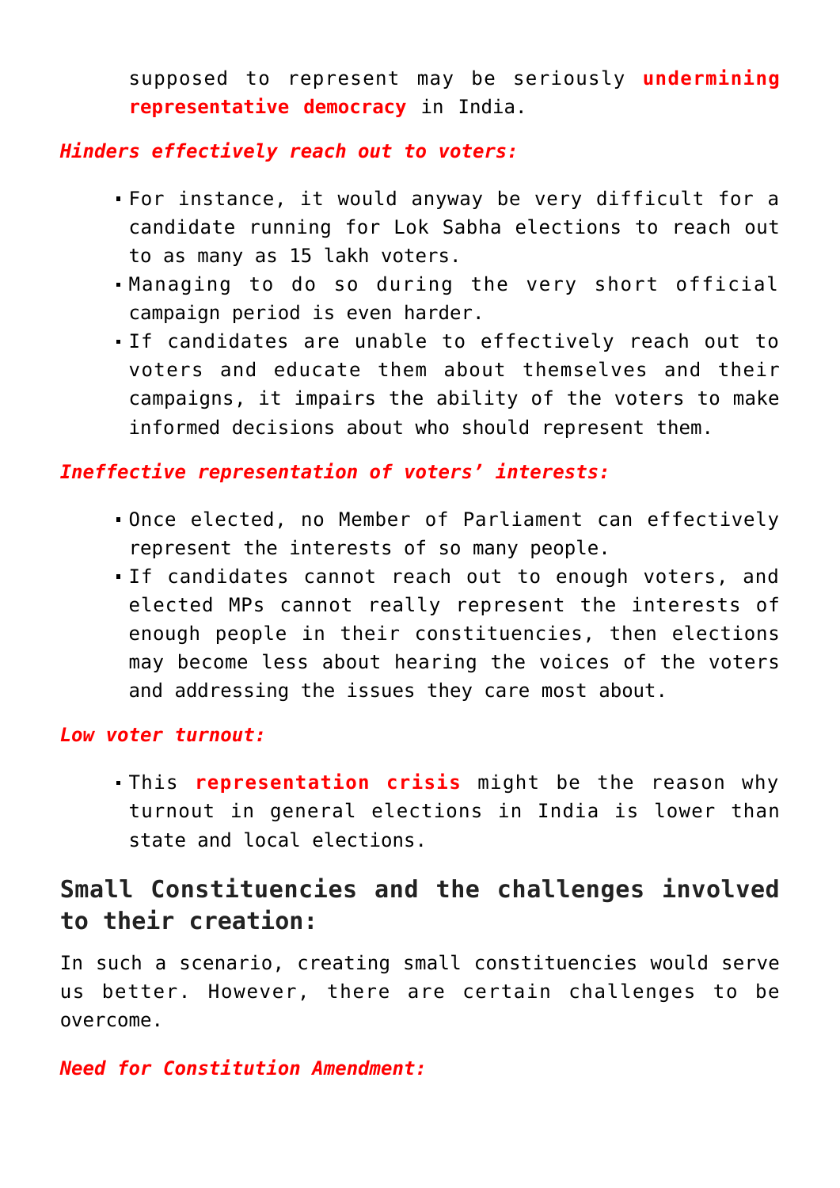supposed to represent may be seriously **undermining representative democracy** in India.

***Hinders effectively reach out to voters:***

- For instance, it would anyway be very difficult for a candidate running for Lok Sabha elections to reach out to as many as 15 lakh voters.
- Managing to do so during the very short official campaign period is even harder.
- If candidates are unable to effectively reach out to voters and educate them about themselves and their campaigns, it impairs the ability of the voters to make informed decisions about who should represent them.

***Ineffective representation of voters' interests:***

- Once elected, no Member of Parliament can effectively represent the interests of so many people.
- If candidates cannot reach out to enough voters, and elected MPs cannot really represent the interests of enough people in their constituencies, then elections may become less about hearing the voices of the voters and addressing the issues they care most about.

***Low voter turnout:***

- This **representation crisis** might be the reason why turnout in general elections in India is lower than state and local elections.

## Small Constituencies and the challenges involved to their creation:

In such a scenario, creating small constituencies would serve us better. However, there are certain challenges to be overcome.

***Need for Constitution Amendment:***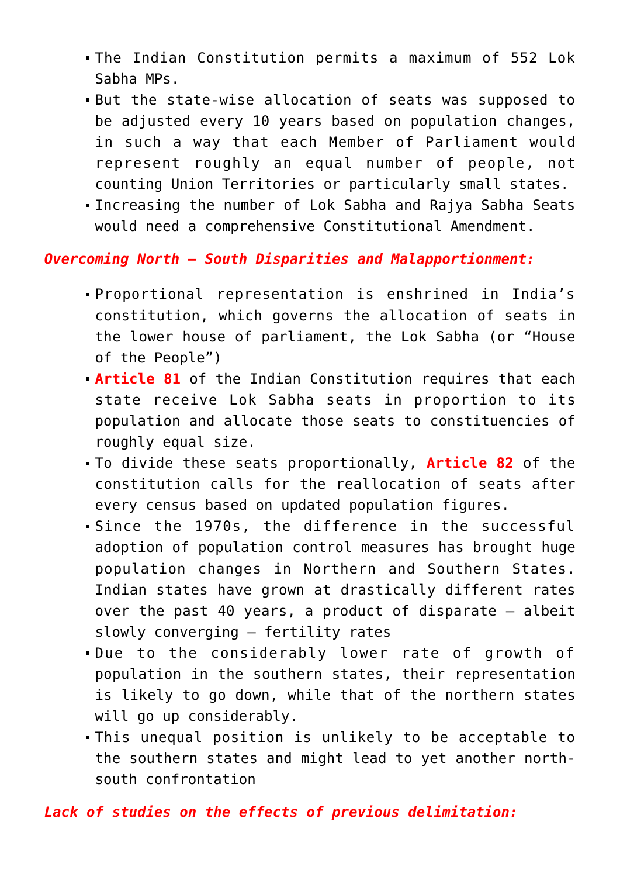- The Indian Constitution permits a maximum of 552 Lok Sabha MPs.
- But the state-wise allocation of seats was supposed to be adjusted every 10 years based on population changes, in such a way that each Member of Parliament would represent roughly an equal number of people, not counting Union Territories or particularly small states.
- Increasing the number of Lok Sabha and Rajya Sabha Seats would need a comprehensive Constitutional Amendment.

***Overcoming North – South Disparities and Malapportionment:***

- Proportional representation is enshrined in India's constitution, which governs the allocation of seats in the lower house of parliament, the Lok Sabha (or "House of the People")
- **Article 81** of the Indian Constitution requires that each state receive Lok Sabha seats in proportion to its population and allocate those seats to constituencies of roughly equal size.
- To divide these seats proportionally, **Article 82** of the constitution calls for the reallocation of seats after every census based on updated population figures.
- Since the 1970s, the difference in the successful adoption of population control measures has brought huge population changes in Northern and Southern States. Indian states have grown at drastically different rates over the past 40 years, a product of disparate – albeit slowly converging – fertility rates
- Due to the considerably lower rate of growth of population in the southern states, their representation is likely to go down, while that of the northern states will go up considerably.
- This unequal position is unlikely to be acceptable to the southern states and might lead to yet another north-south confrontation

***Lack of studies on the effects of previous delimitation:***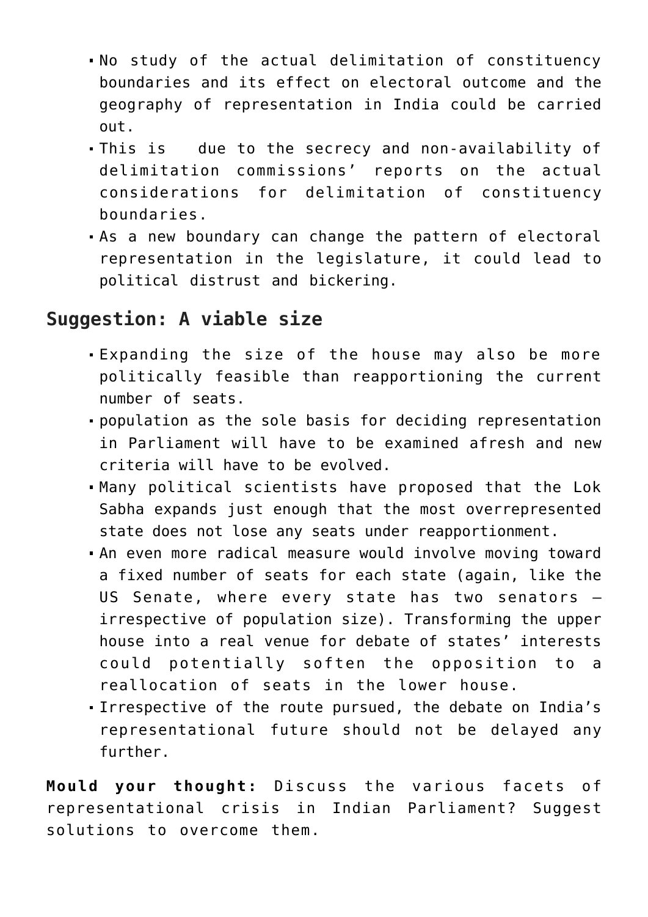- No study of the actual delimitation of constituency boundaries and its effect on electoral outcome and the geography of representation in India could be carried out.
- This is due to the secrecy and non-availability of delimitation commissions' reports on the actual considerations for delimitation of constituency boundaries.
- As a new boundary can change the pattern of electoral representation in the legislature, it could lead to political distrust and bickering.

## Suggestion: A viable size

- Expanding the size of the house may also be more politically feasible than reapportioning the current number of seats.
- population as the sole basis for deciding representation in Parliament will have to be examined afresh and new criteria will have to be evolved.
- Many political scientists have proposed that the Lok Sabha expands just enough that the most overrepresented state does not lose any seats under reapportionment.
- An even more radical measure would involve moving toward a fixed number of seats for each state (again, like the US Senate, where every state has two senators — irrespective of population size). Transforming the upper house into a real venue for debate of states' interests could potentially soften the opposition to a reallocation of seats in the lower house.
- Irrespective of the route pursued, the debate on India's representational future should not be delayed any further.

**Mould your thought:** Discuss the various facets of representational crisis in Indian Parliament? Suggest solutions to overcome them.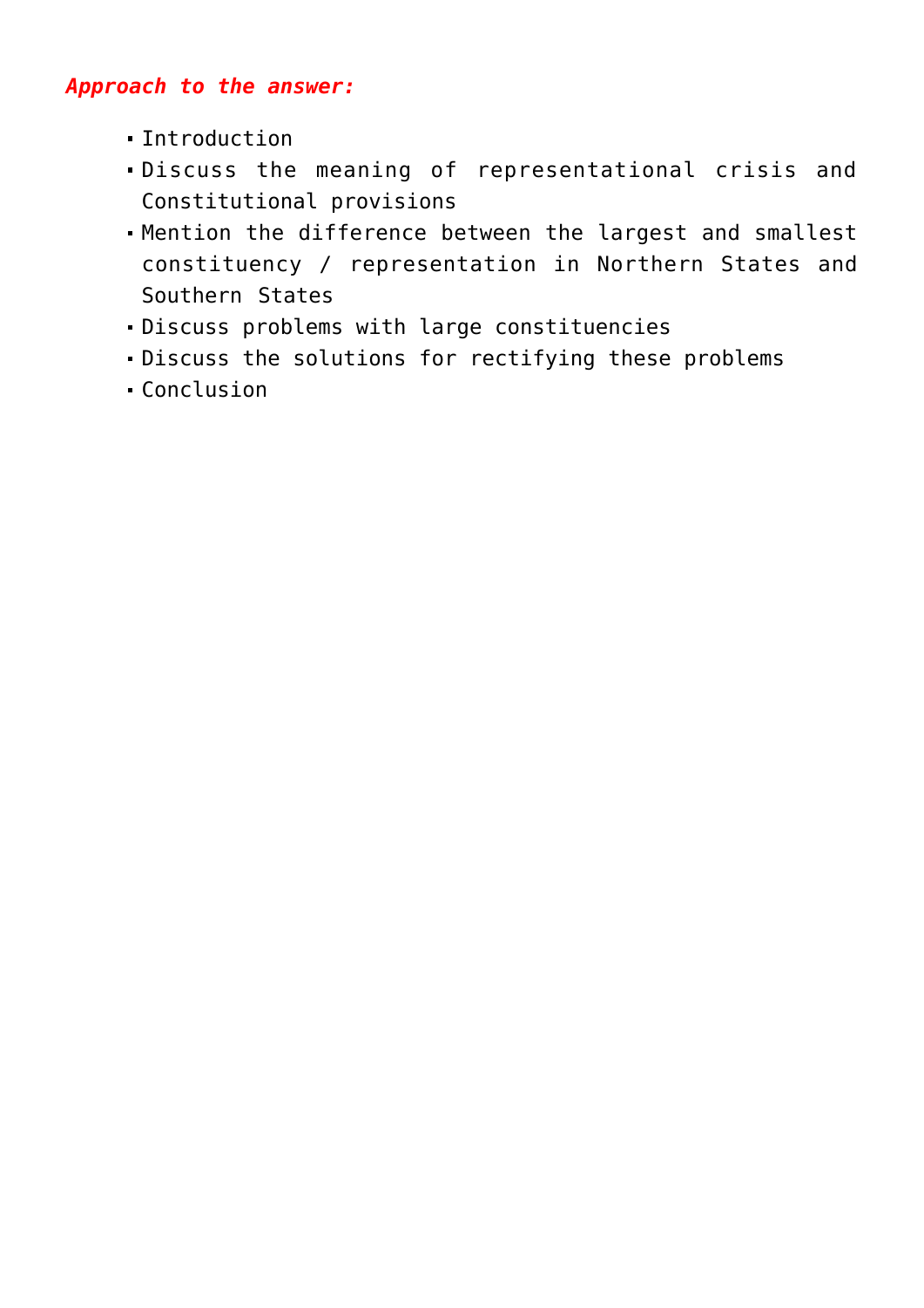***Approach to the answer:***

- Introduction
- Discuss the meaning of representational crisis and Constitutional provisions
- Mention the difference between the largest and smallest constituency / representation in Northern States and Southern States
- Discuss problems with large constituencies
- Discuss the solutions for rectifying these problems
- Conclusion